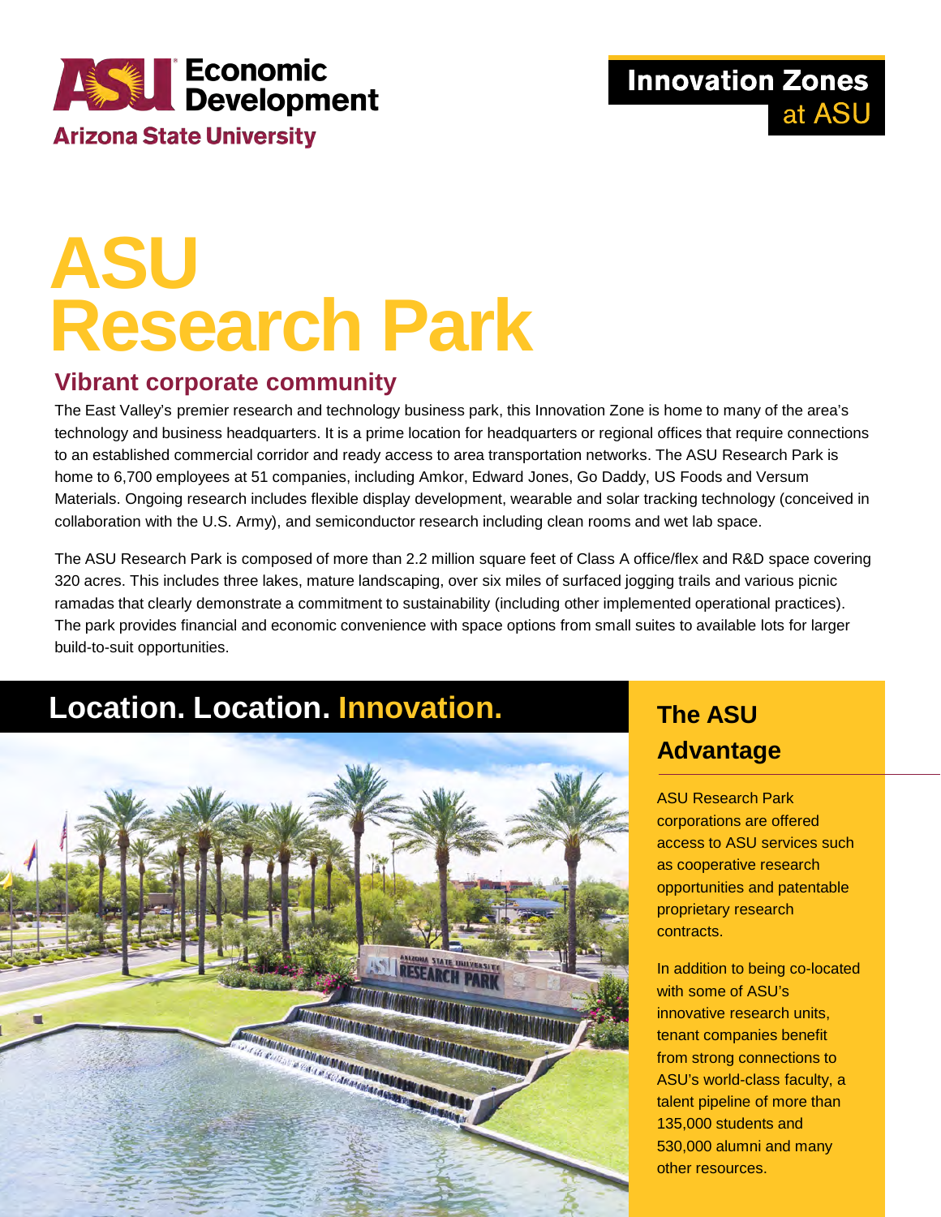ASU Economic Development
Arizona State University

Innovation Zones at ASU

# ASU Research Park

## Vibrant corporate community

The East Valley's premier research and technology business park, this Innovation Zone is home to many of the area's technology and business headquarters. It is a prime location for headquarters or regional offices that require connections to an established commercial corridor and ready access to area transportation networks. The ASU Research Park is home to 6,700 employees at 51 companies, including Amkor, Edward Jones, Go Daddy, US Foods and Versum Materials. Ongoing research includes flexible display development, wearable and solar tracking technology (conceived in collaboration with the U.S. Army), and semiconductor research including clean rooms and wet lab space.

The ASU Research Park is composed of more than 2.2 million square feet of Class A office/flex and R&D space covering 320 acres. This includes three lakes, mature landscaping, over six miles of surfaced jogging trails and various picnic ramadas that clearly demonstrate a commitment to sustainability (including other implemented operational practices). The park provides financial and economic convenience with space options from small suites to available lots for larger build-to-suit opportunities.

## Location. Location. Innovation.

## The ASU Advantage

ASU Research Park corporations are offered access to ASU services such as cooperative research opportunities and patentable proprietary research contracts.

In addition to being co-located with some of ASU's innovative research units, tenant companies benefit from strong connections to ASU's world-class faculty, a talent pipeline of more than 135,000 students and 530,000 alumni and many other resources.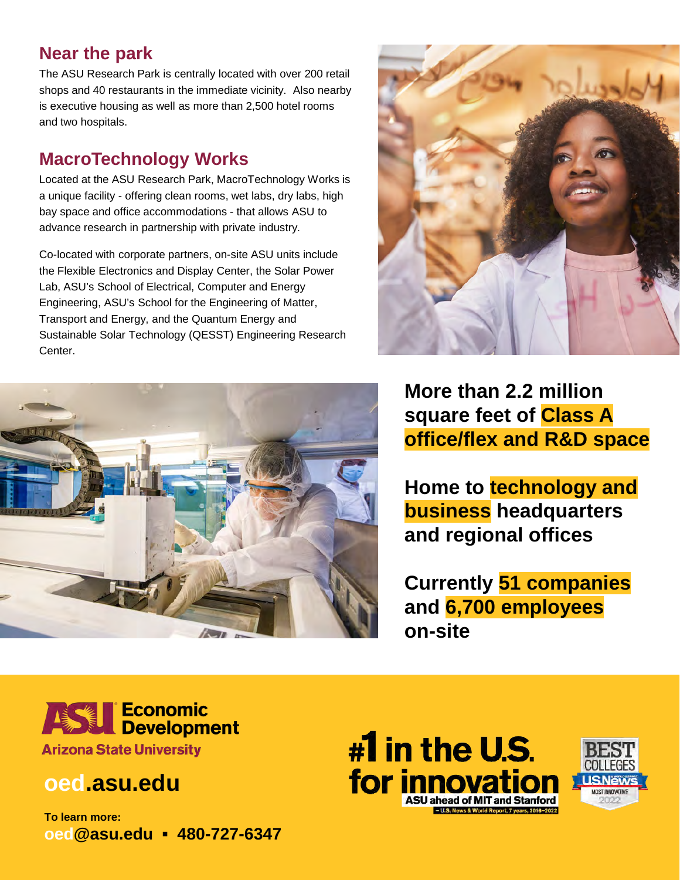## Near the park

The ASU Research Park is centrally located with over 200 retail shops and 40 restaurants in the immediate vicinity. Also nearby is executive housing as well as more than 2,500 hotel rooms and two hospitals.

## MacroTechnology Works

Located at the ASU Research Park, MacroTechnology Works is a unique facility - offering clean rooms, wet labs, dry labs, high bay space and office accommodations - that allows ASU to advance research in partnership with private industry.

Co-located with corporate partners, on-site ASU units include the Flexible Electronics and Display Center, the Solar Power Lab, ASU's School of Electrical, Computer and Energy Engineering, ASU's School for the Engineering of Matter, Transport and Energy, and the Quantum Energy and Sustainable Solar Technology (QESST) Engineering Research Center.

**More than 2.2 million square feet of Class A office/flex and R&D space**

**Home to technology and business headquarters and regional offices**

**Currently 51 companies and 6,700 employees on-site**

ASU Economic Development
Arizona State University

**oed.asu.edu**

**To learn more:**
**oed@asu.edu ▪ 480-727-6347**

**#1 in the U.S. for innovation**
ASU ahead of MIT and Stanford
– U.S. News & World Report, 7 years, 2016–2022

BEST COLLEGES
US News
MOST INNOVATIVE
2022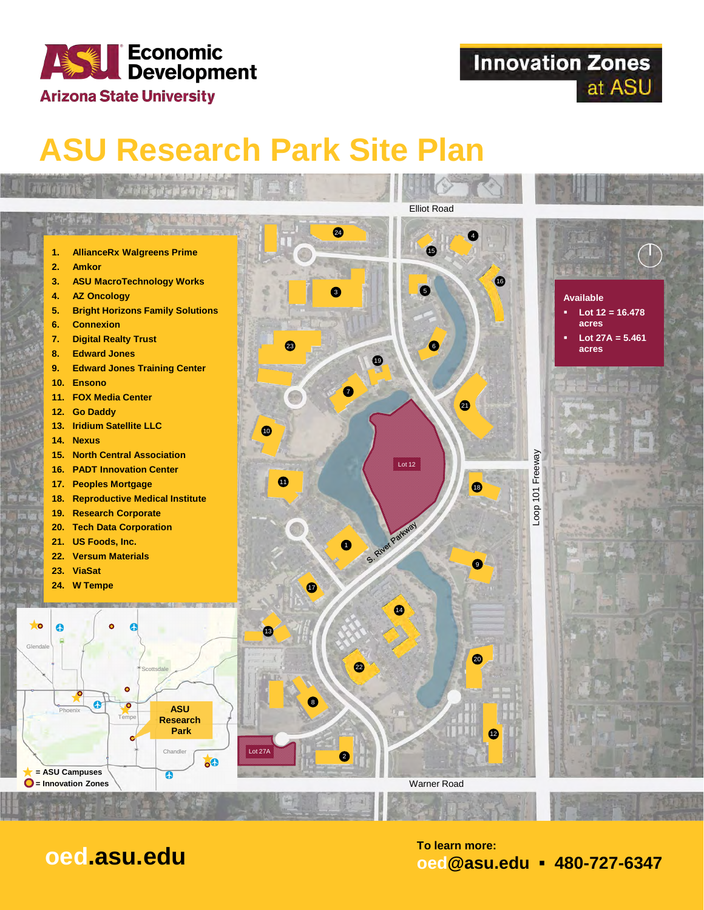**ASU Economic Development**
**Arizona State University**

**Innovation Zones at ASU**

# ASU Research Park Site Plan

1. AllianceRx Walgreens Prime
2. Amkor
3. ASU MacroTechnology Works
4. AZ Oncology
5. Bright Horizons Family Solutions
6. Connexion
7. Digital Realty Trust
8. Edward Jones
9. Edward Jones Training Center
10. Ensono
11. FOX Media Center
12. Go Daddy
13. Iridium Satellite LLC
14. Nexus
15. North Central Association
16. PADT Innovation Center
17. Peoples Mortgage
18. Reproductive Medical Institute
19. Research Corporate
20. Tech Data Corporation
21. US Foods, Inc.
22. Versum Materials
23. ViaSat
24. W Tempe

**Available**

- Lot 12 = 16.478 acres
- Lot 27A = 5.461 acres

Elliot Road

Warner Road

Loop 101 Freeway

S. River Parkway

Lot 12

Lot 27A

Glendale

Scottsdale

Phoenix

Tempe

Chandler

ASU Research Park

= ASU Campuses

= Innovation Zones

**oed.asu.edu**

**To learn more:**
**oed@asu.edu ▪ 480-727-6347**